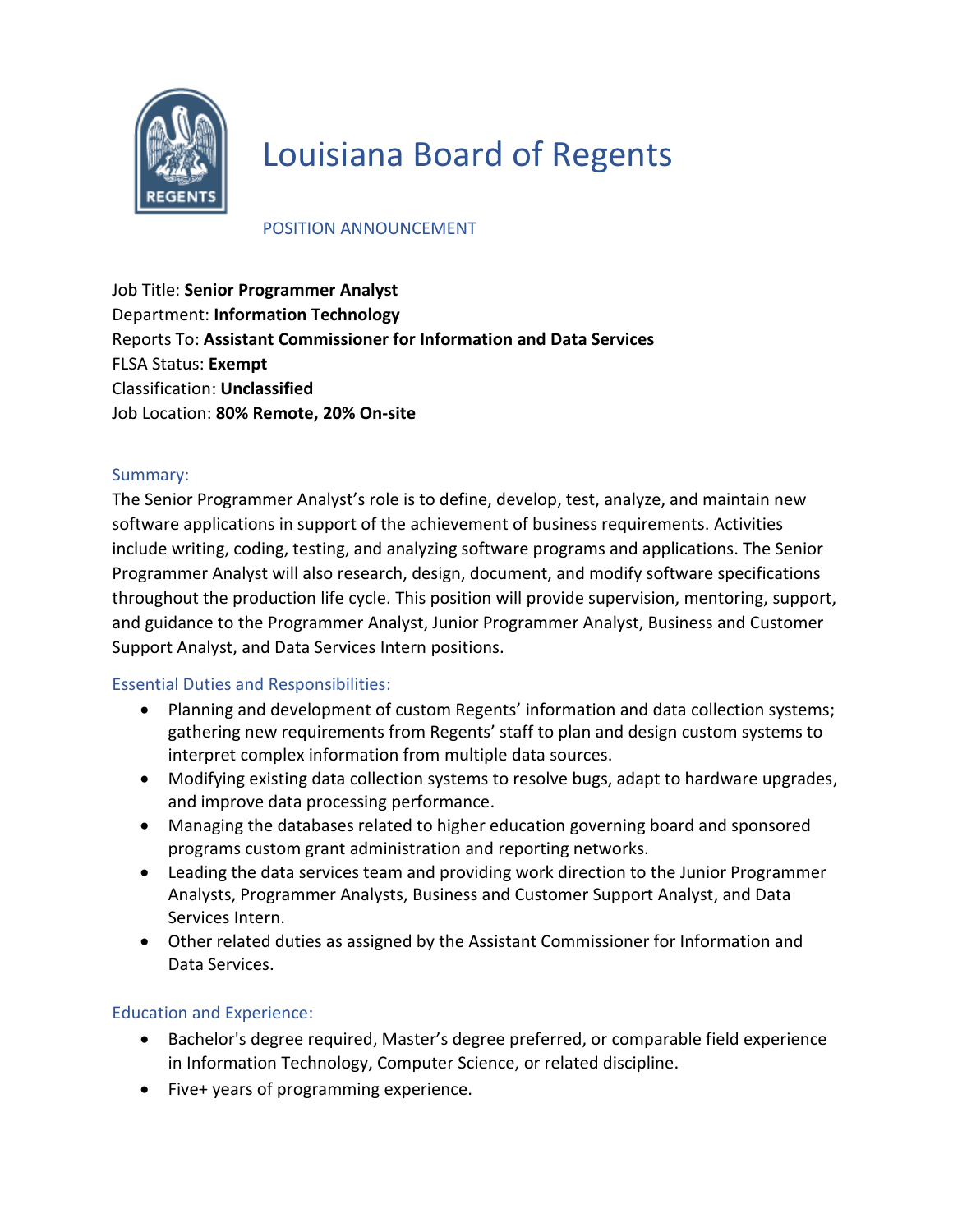# Louisiana Board of Regents

POSITION ANNOUNCEMENT

Job Title: **Senior Programmer Analyst**
Department: **Information Technology**
Reports To: **Assistant Commissioner for Information and Data Services**
FLSA Status: **Exempt**
Classification: **Unclassified**
Job Location: **80% Remote, 20% On-site**

## Summary:

The Senior Programmer Analyst's role is to define, develop, test, analyze, and maintain new software applications in support of the achievement of business requirements. Activities include writing, coding, testing, and analyzing software programs and applications. The Senior Programmer Analyst will also research, design, document, and modify software specifications throughout the production life cycle. This position will provide supervision, mentoring, support, and guidance to the Programmer Analyst, Junior Programmer Analyst, Business and Customer Support Analyst, and Data Services Intern positions.

## Essential Duties and Responsibilities:

- Planning and development of custom Regents' information and data collection systems; gathering new requirements from Regents' staff to plan and design custom systems to interpret complex information from multiple data sources.
- Modifying existing data collection systems to resolve bugs, adapt to hardware upgrades, and improve data processing performance.
- Managing the databases related to higher education governing board and sponsored programs custom grant administration and reporting networks.
- Leading the data services team and providing work direction to the Junior Programmer Analysts, Programmer Analysts, Business and Customer Support Analyst, and Data Services Intern.
- Other related duties as assigned by the Assistant Commissioner for Information and Data Services.

## Education and Experience:

- Bachelor's degree required, Master's degree preferred, or comparable field experience in Information Technology, Computer Science, or related discipline.
- Five+ years of programming experience.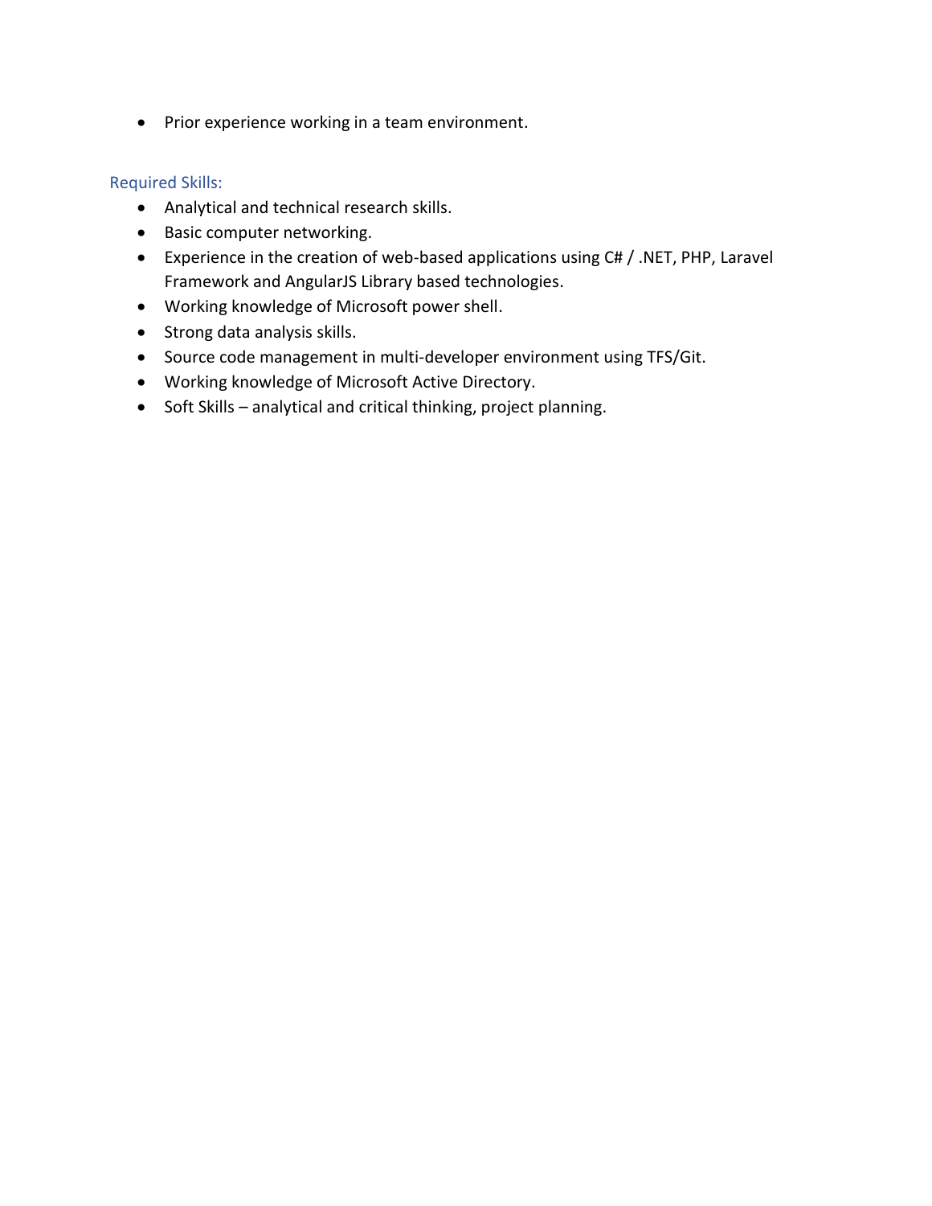- Prior experience working in a team environment.

### Required Skills:

- Analytical and technical research skills.
- Basic computer networking.
- Experience in the creation of web-based applications using C# / .NET, PHP, Laravel Framework and AngularJS Library based technologies.
- Working knowledge of Microsoft power shell.
- Strong data analysis skills.
- Source code management in multi-developer environment using TFS/Git.
- Working knowledge of Microsoft Active Directory.
- Soft Skills – analytical and critical thinking, project planning.